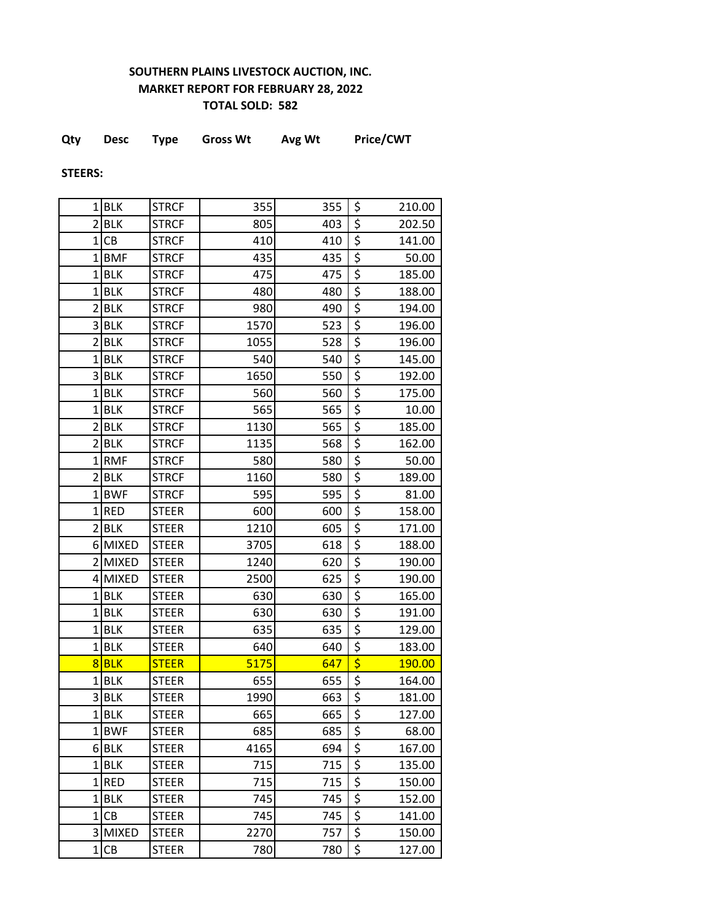**SOUTHERN PLAINS LIVESTOCK AUCTION, INC.**
**MARKET REPORT FOR FEBRUARY 28, 2022**
**TOTAL SOLD: 582**

**STEERS:**

| Qty | Desc | Type | Gross Wt | Avg Wt | Price/CWT |
|---|---|---|---|---|---|
| 1 | BLK | STRCF | 355 | 355 | $ 210.00 |
| 2 | BLK | STRCF | 805 | 403 | $ 202.50 |
| 1 | CB | STRCF | 410 | 410 | $ 141.00 |
| 1 | BMF | STRCF | 435 | 435 | $ 50.00 |
| 1 | BLK | STRCF | 475 | 475 | $ 185.00 |
| 1 | BLK | STRCF | 480 | 480 | $ 188.00 |
| 2 | BLK | STRCF | 980 | 490 | $ 194.00 |
| 3 | BLK | STRCF | 1570 | 523 | $ 196.00 |
| 2 | BLK | STRCF | 1055 | 528 | $ 196.00 |
| 1 | BLK | STRCF | 540 | 540 | $ 145.00 |
| 3 | BLK | STRCF | 1650 | 550 | $ 192.00 |
| 1 | BLK | STRCF | 560 | 560 | $ 175.00 |
| 1 | BLK | STRCF | 565 | 565 | $ 10.00 |
| 2 | BLK | STRCF | 1130 | 565 | $ 185.00 |
| 2 | BLK | STRCF | 1135 | 568 | $ 162.00 |
| 1 | RMF | STRCF | 580 | 580 | $ 50.00 |
| 2 | BLK | STRCF | 1160 | 580 | $ 189.00 |
| 1 | BWF | STRCF | 595 | 595 | $ 81.00 |
| 1 | RED | STEER | 600 | 600 | $ 158.00 |
| 2 | BLK | STEER | 1210 | 605 | $ 171.00 |
| 6 | MIXED | STEER | 3705 | 618 | $ 188.00 |
| 2 | MIXED | STEER | 1240 | 620 | $ 190.00 |
| 4 | MIXED | STEER | 2500 | 625 | $ 190.00 |
| 1 | BLK | STEER | 630 | 630 | $ 165.00 |
| 1 | BLK | STEER | 630 | 630 | $ 191.00 |
| 1 | BLK | STEER | 635 | 635 | $ 129.00 |
| 1 | BLK | STEER | 640 | 640 | $ 183.00 |
| 8 | BLK | STEER | 5175 | 647 | $ 190.00 |
| 1 | BLK | STEER | 655 | 655 | $ 164.00 |
| 3 | BLK | STEER | 1990 | 663 | $ 181.00 |
| 1 | BLK | STEER | 665 | 665 | $ 127.00 |
| 1 | BWF | STEER | 685 | 685 | $ 68.00 |
| 6 | BLK | STEER | 4165 | 694 | $ 167.00 |
| 1 | BLK | STEER | 715 | 715 | $ 135.00 |
| 1 | RED | STEER | 715 | 715 | $ 150.00 |
| 1 | BLK | STEER | 745 | 745 | $ 152.00 |
| 1 | CB | STEER | 745 | 745 | $ 141.00 |
| 3 | MIXED | STEER | 2270 | 757 | $ 150.00 |
| 1 | CB | STEER | 780 | 780 | $ 127.00 |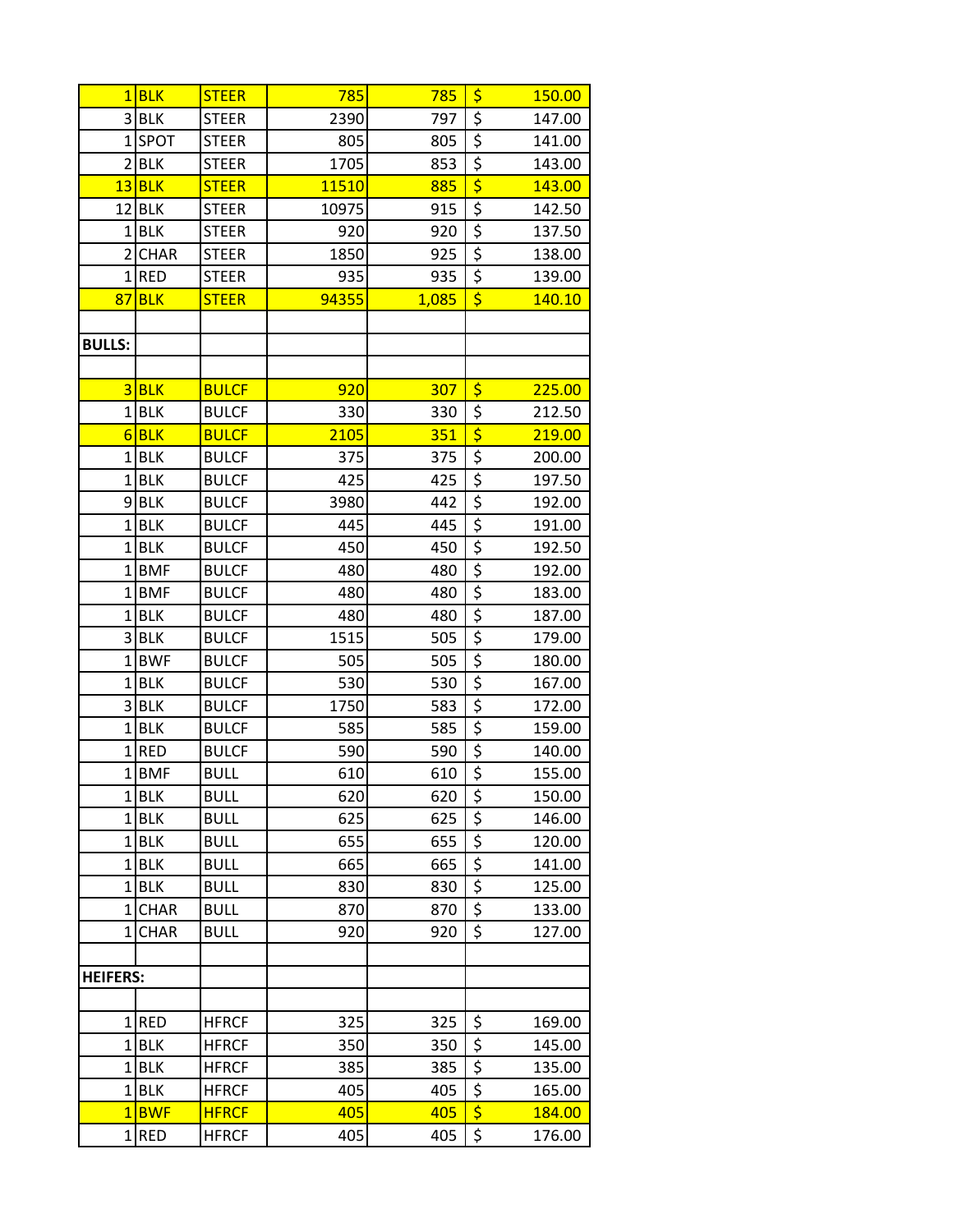| | | | | | |
|---|---|---|---|---|---|
| 1 | BLK | STEER | 785 | 785 | $ 150.00 |
| 3 | BLK | STEER | 2390 | 797 | $ 147.00 |
| 1 | SPOT | STEER | 805 | 805 | $ 141.00 |
| 2 | BLK | STEER | 1705 | 853 | $ 143.00 |
| 13 | BLK | STEER | 11510 | 885 | $ 143.00 |
| 12 | BLK | STEER | 10975 | 915 | $ 142.50 |
| 1 | BLK | STEER | 920 | 920 | $ 137.50 |
| 2 | CHAR | STEER | 1850 | 925 | $ 138.00 |
| 1 | RED | STEER | 935 | 935 | $ 139.00 |
| 87 | BLK | STEER | 94355 | 1,085 | $ 140.10 |
| | | | | | |
| **BULLS:** | | | | | |
| | | | | | |
| 3 | BLK | BULCF | 920 | 307 | $ 225.00 |
| 1 | BLK | BULCF | 330 | 330 | $ 212.50 |
| 6 | BLK | BULCF | 2105 | 351 | $ 219.00 |
| 1 | BLK | BULCF | 375 | 375 | $ 200.00 |
| 1 | BLK | BULCF | 425 | 425 | $ 197.50 |
| 9 | BLK | BULCF | 3980 | 442 | $ 192.00 |
| 1 | BLK | BULCF | 445 | 445 | $ 191.00 |
| 1 | BLK | BULCF | 450 | 450 | $ 192.50 |
| 1 | BMF | BULCF | 480 | 480 | $ 192.00 |
| 1 | BMF | BULCF | 480 | 480 | $ 183.00 |
| 1 | BLK | BULCF | 480 | 480 | $ 187.00 |
| 3 | BLK | BULCF | 1515 | 505 | $ 179.00 |
| 1 | BWF | BULCF | 505 | 505 | $ 180.00 |
| 1 | BLK | BULCF | 530 | 530 | $ 167.00 |
| 3 | BLK | BULCF | 1750 | 583 | $ 172.00 |
| 1 | BLK | BULCF | 585 | 585 | $ 159.00 |
| 1 | RED | BULCF | 590 | 590 | $ 140.00 |
| 1 | BMF | BULL | 610 | 610 | $ 155.00 |
| 1 | BLK | BULL | 620 | 620 | $ 150.00 |
| 1 | BLK | BULL | 625 | 625 | $ 146.00 |
| 1 | BLK | BULL | 655 | 655 | $ 120.00 |
| 1 | BLK | BULL | 665 | 665 | $ 141.00 |
| 1 | BLK | BULL | 830 | 830 | $ 125.00 |
| 1 | CHAR | BULL | 870 | 870 | $ 133.00 |
| 1 | CHAR | BULL | 920 | 920 | $ 127.00 |
| | | | | | |
| **HEIFERS:** | | | | | |
| | | | | | |
| 1 | RED | HFRCF | 325 | 325 | $ 169.00 |
| 1 | BLK | HFRCF | 350 | 350 | $ 145.00 |
| 1 | BLK | HFRCF | 385 | 385 | $ 135.00 |
| 1 | BLK | HFRCF | 405 | 405 | $ 165.00 |
| 1 | BWF | HFRCF | 405 | 405 | $ 184.00 |
| 1 | RED | HFRCF | 405 | 405 | $ 176.00 |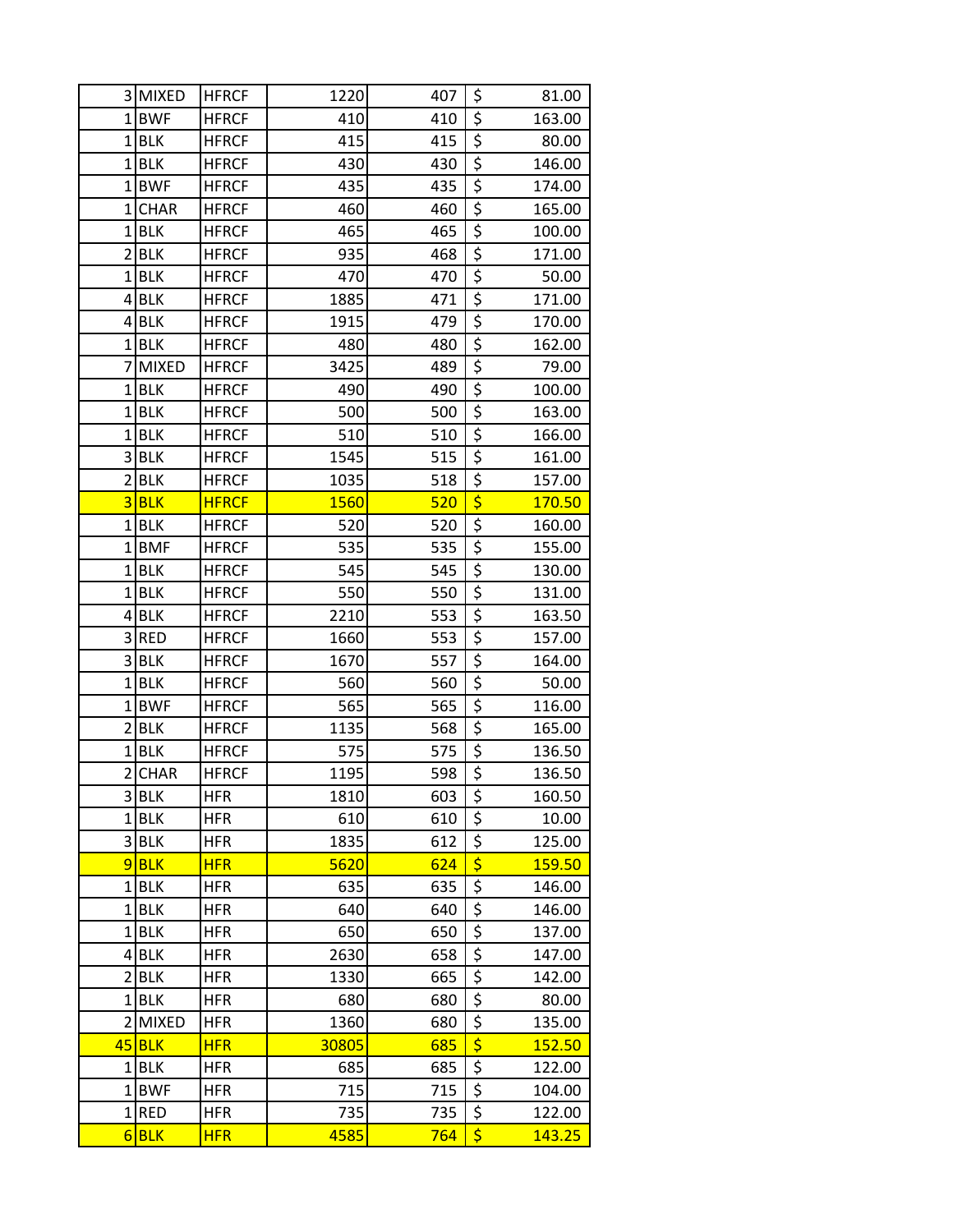| | | | | | |
|---|---|---|---|---|---|
| 3 | MIXED | HFRCF | 1220 | 407 | $ 81.00 |
| 1 | BWF | HFRCF | 410 | 410 | $ 163.00 |
| 1 | BLK | HFRCF | 415 | 415 | $ 80.00 |
| 1 | BLK | HFRCF | 430 | 430 | $ 146.00 |
| 1 | BWF | HFRCF | 435 | 435 | $ 174.00 |
| 1 | CHAR | HFRCF | 460 | 460 | $ 165.00 |
| 1 | BLK | HFRCF | 465 | 465 | $ 100.00 |
| 2 | BLK | HFRCF | 935 | 468 | $ 171.00 |
| 1 | BLK | HFRCF | 470 | 470 | $ 50.00 |
| 4 | BLK | HFRCF | 1885 | 471 | $ 171.00 |
| 4 | BLK | HFRCF | 1915 | 479 | $ 170.00 |
| 1 | BLK | HFRCF | 480 | 480 | $ 162.00 |
| 7 | MIXED | HFRCF | 3425 | 489 | $ 79.00 |
| 1 | BLK | HFRCF | 490 | 490 | $ 100.00 |
| 1 | BLK | HFRCF | 500 | 500 | $ 163.00 |
| 1 | BLK | HFRCF | 510 | 510 | $ 166.00 |
| 3 | BLK | HFRCF | 1545 | 515 | $ 161.00 |
| 2 | BLK | HFRCF | 1035 | 518 | $ 157.00 |
| 3 | BLK | HFRCF | 1560 | 520 | $ 170.50 |
| 1 | BLK | HFRCF | 520 | 520 | $ 160.00 |
| 1 | BMF | HFRCF | 535 | 535 | $ 155.00 |
| 1 | BLK | HFRCF | 545 | 545 | $ 130.00 |
| 1 | BLK | HFRCF | 550 | 550 | $ 131.00 |
| 4 | BLK | HFRCF | 2210 | 553 | $ 163.50 |
| 3 | RED | HFRCF | 1660 | 553 | $ 157.00 |
| 3 | BLK | HFRCF | 1670 | 557 | $ 164.00 |
| 1 | BLK | HFRCF | 560 | 560 | $ 50.00 |
| 1 | BWF | HFRCF | 565 | 565 | $ 116.00 |
| 2 | BLK | HFRCF | 1135 | 568 | $ 165.00 |
| 1 | BLK | HFRCF | 575 | 575 | $ 136.50 |
| 2 | CHAR | HFRCF | 1195 | 598 | $ 136.50 |
| 3 | BLK | HFR | 1810 | 603 | $ 160.50 |
| 1 | BLK | HFR | 610 | 610 | $ 10.00 |
| 3 | BLK | HFR | 1835 | 612 | $ 125.00 |
| 9 | BLK | HFR | 5620 | 624 | $ 159.50 |
| 1 | BLK | HFR | 635 | 635 | $ 146.00 |
| 1 | BLK | HFR | 640 | 640 | $ 146.00 |
| 1 | BLK | HFR | 650 | 650 | $ 137.00 |
| 4 | BLK | HFR | 2630 | 658 | $ 147.00 |
| 2 | BLK | HFR | 1330 | 665 | $ 142.00 |
| 1 | BLK | HFR | 680 | 680 | $ 80.00 |
| 2 | MIXED | HFR | 1360 | 680 | $ 135.00 |
| 45 | BLK | HFR | 30805 | 685 | $ 152.50 |
| 1 | BLK | HFR | 685 | 685 | $ 122.00 |
| 1 | BWF | HFR | 715 | 715 | $ 104.00 |
| 1 | RED | HFR | 735 | 735 | $ 122.00 |
| 6 | BLK | HFR | 4585 | 764 | $ 143.25 |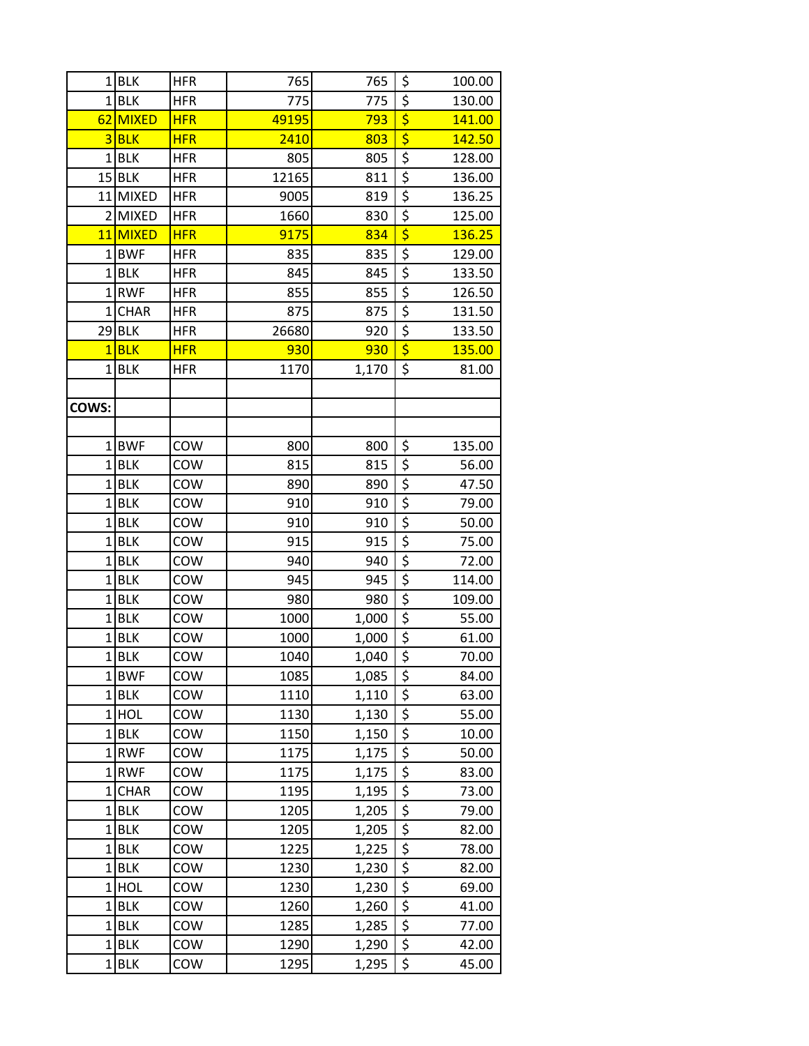| | | | | | |
|---|---|---|---|---|---|
| 1 | BLK | HFR | 765 | 765 | $ 100.00 |
| 1 | BLK | HFR | 775 | 775 | $ 130.00 |
| 62 | MIXED | HFR | 49195 | 793 | $ 141.00 |
| 3 | BLK | HFR | 2410 | 803 | $ 142.50 |
| 1 | BLK | HFR | 805 | 805 | $ 128.00 |
| 15 | BLK | HFR | 12165 | 811 | $ 136.00 |
| 11 | MIXED | HFR | 9005 | 819 | $ 136.25 |
| 2 | MIXED | HFR | 1660 | 830 | $ 125.00 |
| 11 | MIXED | HFR | 9175 | 834 | $ 136.25 |
| 1 | BWF | HFR | 835 | 835 | $ 129.00 |
| 1 | BLK | HFR | 845 | 845 | $ 133.50 |
| 1 | RWF | HFR | 855 | 855 | $ 126.50 |
| 1 | CHAR | HFR | 875 | 875 | $ 131.50 |
| 29 | BLK | HFR | 26680 | 920 | $ 133.50 |
| 1 | BLK | HFR | 930 | 930 | $ 135.00 |
| 1 | BLK | HFR | 1170 | 1,170 | $ 81.00 |
| | | | | | |
| **COWS:** | | | | | |
| | | | | | |
| 1 | BWF | COW | 800 | 800 | $ 135.00 |
| 1 | BLK | COW | 815 | 815 | $ 56.00 |
| 1 | BLK | COW | 890 | 890 | $ 47.50 |
| 1 | BLK | COW | 910 | 910 | $ 79.00 |
| 1 | BLK | COW | 910 | 910 | $ 50.00 |
| 1 | BLK | COW | 915 | 915 | $ 75.00 |
| 1 | BLK | COW | 940 | 940 | $ 72.00 |
| 1 | BLK | COW | 945 | 945 | $ 114.00 |
| 1 | BLK | COW | 980 | 980 | $ 109.00 |
| 1 | BLK | COW | 1000 | 1,000 | $ 55.00 |
| 1 | BLK | COW | 1000 | 1,000 | $ 61.00 |
| 1 | BLK | COW | 1040 | 1,040 | $ 70.00 |
| 1 | BWF | COW | 1085 | 1,085 | $ 84.00 |
| 1 | BLK | COW | 1110 | 1,110 | $ 63.00 |
| 1 | HOL | COW | 1130 | 1,130 | $ 55.00 |
| 1 | BLK | COW | 1150 | 1,150 | $ 10.00 |
| 1 | RWF | COW | 1175 | 1,175 | $ 50.00 |
| 1 | RWF | COW | 1175 | 1,175 | $ 83.00 |
| 1 | CHAR | COW | 1195 | 1,195 | $ 73.00 |
| 1 | BLK | COW | 1205 | 1,205 | $ 79.00 |
| 1 | BLK | COW | 1205 | 1,205 | $ 82.00 |
| 1 | BLK | COW | 1225 | 1,225 | $ 78.00 |
| 1 | BLK | COW | 1230 | 1,230 | $ 82.00 |
| 1 | HOL | COW | 1230 | 1,230 | $ 69.00 |
| 1 | BLK | COW | 1260 | 1,260 | $ 41.00 |
| 1 | BLK | COW | 1285 | 1,285 | $ 77.00 |
| 1 | BLK | COW | 1290 | 1,290 | $ 42.00 |
| 1 | BLK | COW | 1295 | 1,295 | $ 45.00 |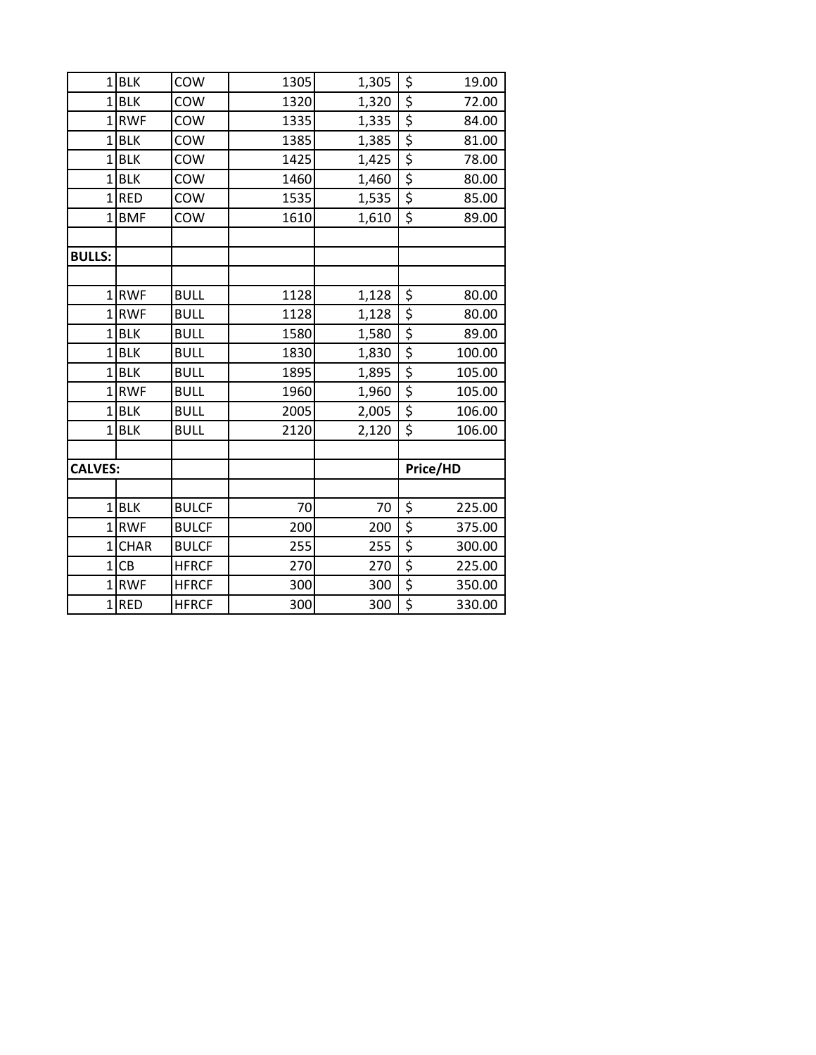| | | | | | |
|---|---|---|---|---|---|
| 1 | BLK | COW | 1305 | 1,305 | $ 19.00 |
| 1 | BLK | COW | 1320 | 1,320 | $ 72.00 |
| 1 | RWF | COW | 1335 | 1,335 | $ 84.00 |
| 1 | BLK | COW | 1385 | 1,385 | $ 81.00 |
| 1 | BLK | COW | 1425 | 1,425 | $ 78.00 |
| 1 | BLK | COW | 1460 | 1,460 | $ 80.00 |
| 1 | RED | COW | 1535 | 1,535 | $ 85.00 |
| 1 | BMF | COW | 1610 | 1,610 | $ 89.00 |
| | | | | | |
| **BULLS:** | | | | | |
| | | | | | |
| 1 | RWF | BULL | 1128 | 1,128 | $ 80.00 |
| 1 | RWF | BULL | 1128 | 1,128 | $ 80.00 |
| 1 | BLK | BULL | 1580 | 1,580 | $ 89.00 |
| 1 | BLK | BULL | 1830 | 1,830 | $ 100.00 |
| 1 | BLK | BULL | 1895 | 1,895 | $ 105.00 |
| 1 | RWF | BULL | 1960 | 1,960 | $ 105.00 |
| 1 | BLK | BULL | 2005 | 2,005 | $ 106.00 |
| 1 | BLK | BULL | 2120 | 2,120 | $ 106.00 |
| | | | | | |
| **CALVES:** | | | | | **Price/HD** |
| | | | | | |
| 1 | BLK | BULCF | 70 | 70 | $ 225.00 |
| 1 | RWF | BULCF | 200 | 200 | $ 375.00 |
| 1 | CHAR | BULCF | 255 | 255 | $ 300.00 |
| 1 | CB | HFRCF | 270 | 270 | $ 225.00 |
| 1 | RWF | HFRCF | 300 | 300 | $ 350.00 |
| 1 | RED | HFRCF | 300 | 300 | $ 330.00 |